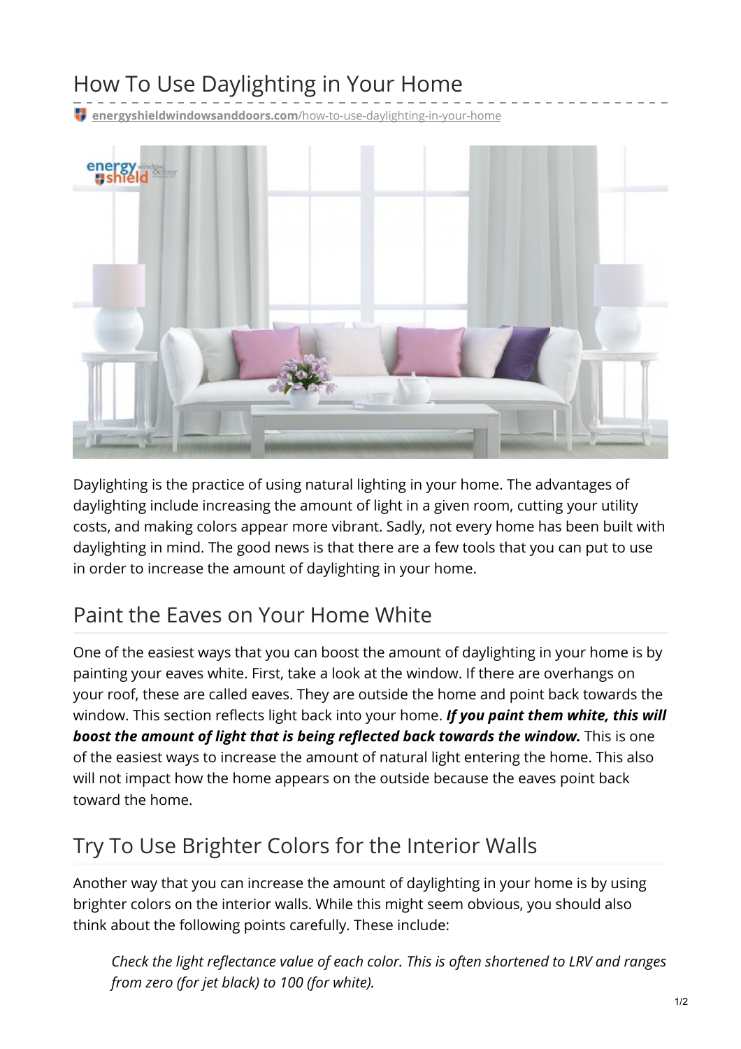# How To Use Daylighting in Your Home

energyshieldwindowsanddoors.com/how-to-use-daylighting-in-your-home

Daylighting is the practice of using natural lighting in your home. The advantages of daylighting include increasing the amount of light in a given room, cutting your utility costs, and making colors appear more vibrant. Sadly, not every home has been built with daylighting in mind. The good news is that there are a few tools that you can put to use in order to increase the amount of daylighting in your home.

## Paint the Eaves on Your Home White

One of the easiest ways that you can boost the amount of daylighting in your home is by painting your eaves white. First, take a look at the window. If there are overhangs on your roof, these are called eaves. They are outside the home and point back towards the window. This section reflects light back into your home. ***If you paint them white, this will boost the amount of light that is being reflected back towards the window.*** This is one of the easiest ways to increase the amount of natural light entering the home. This also will not impact how the home appears on the outside because the eaves point back toward the home.

## Try To Use Brighter Colors for the Interior Walls

Another way that you can increase the amount of daylighting in your home is by using brighter colors on the interior walls. While this might seem obvious, you should also think about the following points carefully. These include:

> *Check the light reflectance value of each color. This is often shortened to LRV and ranges from zero (for jet black) to 100 (for white).*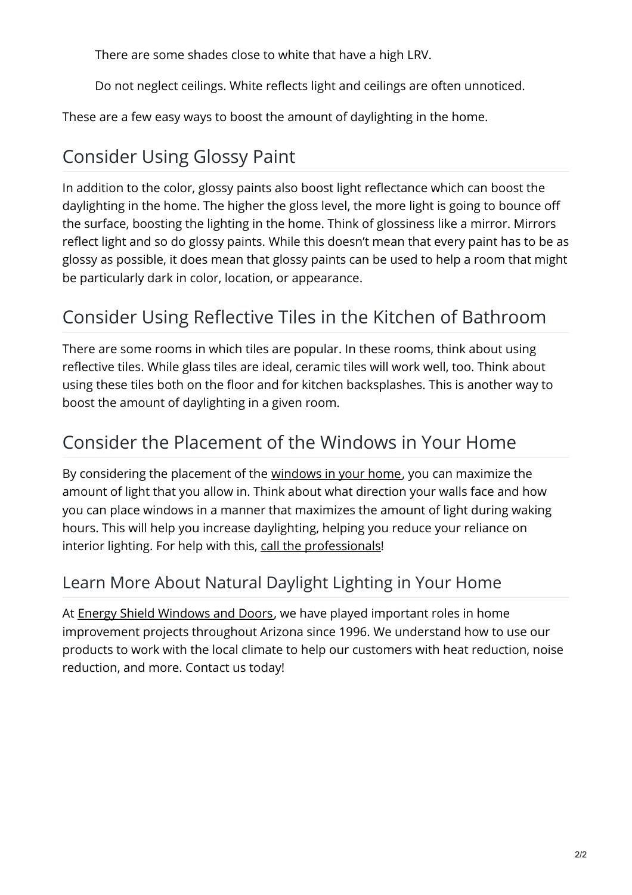There are some shades close to white that have a high LRV.

Do not neglect ceilings. White reflects light and ceilings are often unnoticed.

These are a few easy ways to boost the amount of daylighting in the home.

## Consider Using Glossy Paint

In addition to the color, glossy paints also boost light reflectance which can boost the daylighting in the home. The higher the gloss level, the more light is going to bounce off the surface, boosting the lighting in the home. Think of glossiness like a mirror. Mirrors reflect light and so do glossy paints. While this doesn't mean that every paint has to be as glossy as possible, it does mean that glossy paints can be used to help a room that might be particularly dark in color, location, or appearance.

## Consider Using Reflective Tiles in the Kitchen of Bathroom

There are some rooms in which tiles are popular. In these rooms, think about using reflective tiles. While glass tiles are ideal, ceramic tiles will work well, too. Think about using these tiles both on the floor and for kitchen backsplashes. This is another way to boost the amount of daylighting in a given room.

## Consider the Placement of the Windows in Your Home

By considering the placement of the windows in your home, you can maximize the amount of light that you allow in. Think about what direction your walls face and how you can place windows in a manner that maximizes the amount of light during waking hours. This will help you increase daylighting, helping you reduce your reliance on interior lighting. For help with this, call the professionals!

### Learn More About Natural Daylight Lighting in Your Home

At Energy Shield Windows and Doors, we have played important roles in home improvement projects throughout Arizona since 1996. We understand how to use our products to work with the local climate to help our customers with heat reduction, noise reduction, and more. Contact us today!